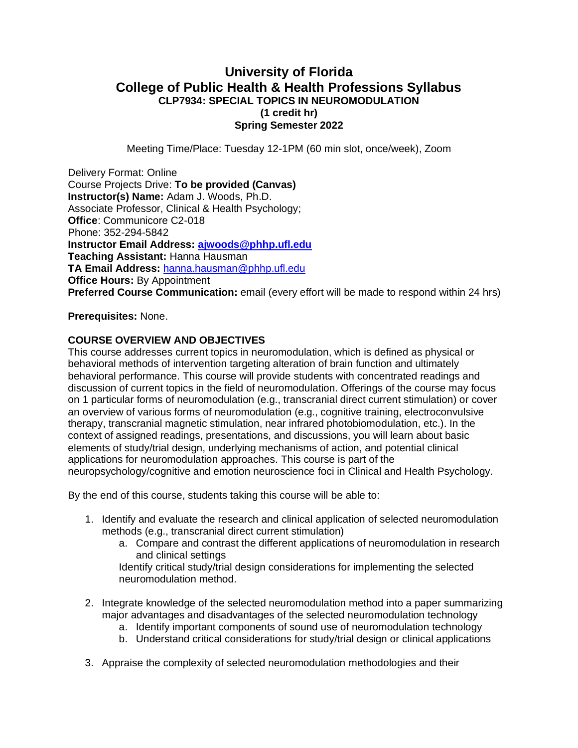# University of Florida
# College of Public Health & Health Professions Syllabus
### CLP7934: SPECIAL TOPICS IN NEUROMODULATION
### (1 credit hr)
### Spring Semester 2022

Meeting Time/Place: Tuesday 12-1PM (60 min slot, once/week), Zoom

Delivery Format: Online
Course Projects Drive: **To be provided (Canvas)**
**Instructor(s) Name:** Adam J. Woods, Ph.D.
Associate Professor, Clinical & Health Psychology;
**Office**: Communicore C2-018
Phone: 352-294-5842
**Instructor Email Address: ajwoods@phhp.ufl.edu**
**Teaching Assistant:** Hanna Hausman
**TA Email Address:** hanna.hausman@phhp.ufl.edu
**Office Hours:** By Appointment
**Preferred Course Communication:** email (every effort will be made to respond within 24 hrs)

**Prerequisites:** None.

**COURSE OVERVIEW AND OBJECTIVES**

This course addresses current topics in neuromodulation, which is defined as physical or behavioral methods of intervention targeting alteration of brain function and ultimately behavioral performance. This course will provide students with concentrated readings and discussion of current topics in the field of neuromodulation. Offerings of the course may focus on 1 particular forms of neuromodulation (e.g., transcranial direct current stimulation) or cover an overview of various forms of neuromodulation (e.g., cognitive training, electroconvulsive therapy, transcranial magnetic stimulation, near infrared photobiomodulation, etc.). In the context of assigned readings, presentations, and discussions, you will learn about basic elements of study/trial design, underlying mechanisms of action, and potential clinical applications for neuromodulation approaches. This course is part of the neuropsychology/cognitive and emotion neuroscience foci in Clinical and Health Psychology.

By the end of this course, students taking this course will be able to:

1. Identify and evaluate the research and clinical application of selected neuromodulation methods (e.g., transcranial direct current stimulation)
    a. Compare and contrast the different applications of neuromodulation in research and clinical settings

    Identify critical study/trial design considerations for implementing the selected neuromodulation method.

2. Integrate knowledge of the selected neuromodulation method into a paper summarizing major advantages and disadvantages of the selected neuromodulation technology
    a. Identify important components of sound use of neuromodulation technology
    b. Understand critical considerations for study/trial design or clinical applications

3. Appraise the complexity of selected neuromodulation methodologies and their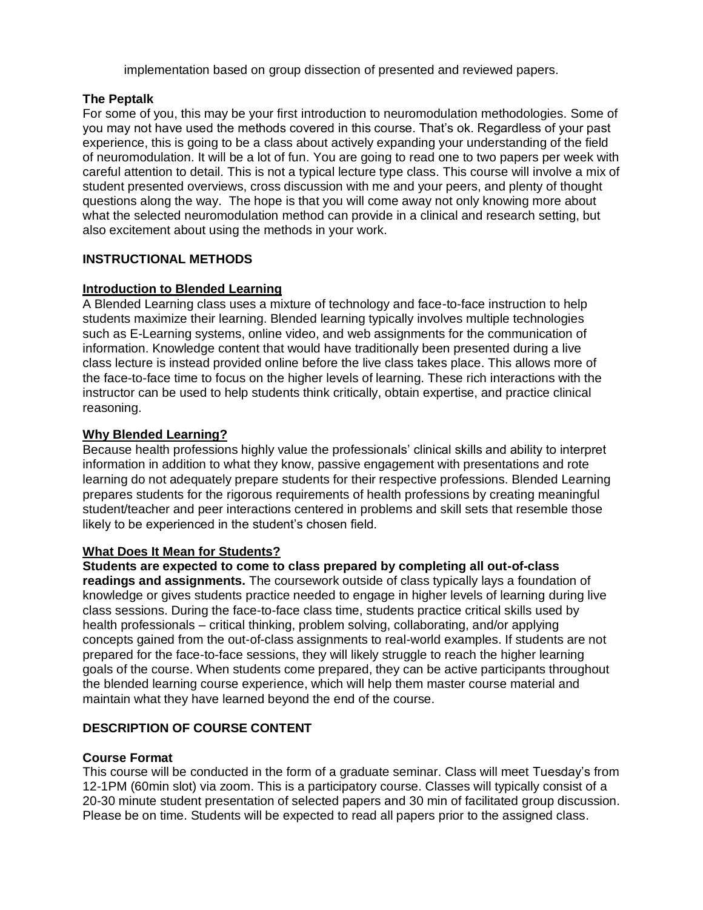implementation based on group dissection of presented and reviewed papers.

### The Peptalk

For some of you, this may be your first introduction to neuromodulation methodologies. Some of you may not have used the methods covered in this course. That's ok. Regardless of your past experience, this is going to be a class about actively expanding your understanding of the field of neuromodulation. It will be a lot of fun. You are going to read one to two papers per week with careful attention to detail. This is not a typical lecture type class. This course will involve a mix of student presented overviews, cross discussion with me and your peers, and plenty of thought questions along the way. The hope is that you will come away not only knowing more about what the selected neuromodulation method can provide in a clinical and research setting, but also excitement about using the methods in your work.

## INSTRUCTIONAL METHODS

### Introduction to Blended Learning

A Blended Learning class uses a mixture of technology and face-to-face instruction to help students maximize their learning. Blended learning typically involves multiple technologies such as E-Learning systems, online video, and web assignments for the communication of information. Knowledge content that would have traditionally been presented during a live class lecture is instead provided online before the live class takes place. This allows more of the face-to-face time to focus on the higher levels of learning. These rich interactions with the instructor can be used to help students think critically, obtain expertise, and practice clinical reasoning.

### Why Blended Learning?

Because health professions highly value the professionals' clinical skills and ability to interpret information in addition to what they know, passive engagement with presentations and rote learning do not adequately prepare students for their respective professions. Blended Learning prepares students for the rigorous requirements of health professions by creating meaningful student/teacher and peer interactions centered in problems and skill sets that resemble those likely to be experienced in the student's chosen field.

### What Does It Mean for Students?

**Students are expected to come to class prepared by completing all out-of-class readings and assignments.** The coursework outside of class typically lays a foundation of knowledge or gives students practice needed to engage in higher levels of learning during live class sessions. During the face-to-face class time, students practice critical skills used by health professionals – critical thinking, problem solving, collaborating, and/or applying concepts gained from the out-of-class assignments to real-world examples. If students are not prepared for the face-to-face sessions, they will likely struggle to reach the higher learning goals of the course. When students come prepared, they can be active participants throughout the blended learning course experience, which will help them master course material and maintain what they have learned beyond the end of the course.

## DESCRIPTION OF COURSE CONTENT

### Course Format

This course will be conducted in the form of a graduate seminar. Class will meet Tuesday's from 12-1PM (60min slot) via zoom. This is a participatory course. Classes will typically consist of a 20-30 minute student presentation of selected papers and 30 min of facilitated group discussion. Please be on time. Students will be expected to read all papers prior to the assigned class.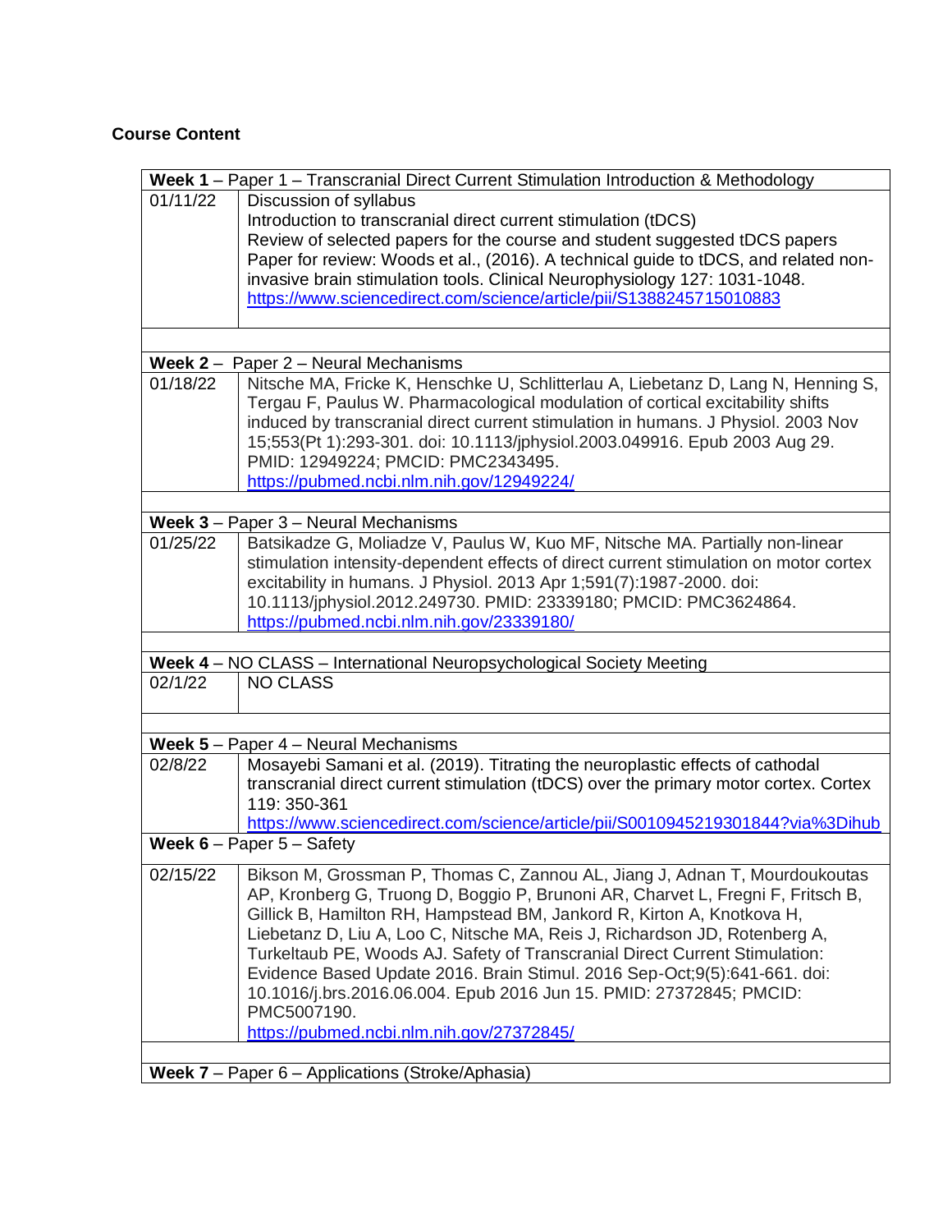**Course Content**

| **Week 1** – Paper 1 – Transcranial Direct Current Stimulation Introduction & Methodology | |
|---|---|
| 01/11/22 | Discussion of syllabus<br>Introduction to transcranial direct current stimulation (tDCS)<br>Review of selected papers for the course and student suggested tDCS papers<br>Paper for review: Woods et al., (2016). A technical guide to tDCS, and related non-invasive brain stimulation tools. Clinical Neurophysiology 127: 1031-1048.<br>[https://www.sciencedirect.com/science/article/pii/S1388245715010883](https://www.sciencedirect.com/science/article/pii/S1388245715010883) |
| | |
| **Week 2** – Paper 2 – Neural Mechanisms | |
| 01/18/22 | Nitsche MA, Fricke K, Henschke U, Schlitterlau A, Liebetanz D, Lang N, Henning S, Tergau F, Paulus W. Pharmacological modulation of cortical excitability shifts induced by transcranial direct current stimulation in humans. J Physiol. 2003 Nov 15;553(Pt 1):293-301. doi: 10.1113/jphysiol.2003.049916. Epub 2003 Aug 29. PMID: 12949224; PMCID: PMC2343495.<br>[https://pubmed.ncbi.nlm.nih.gov/12949224/](https://pubmed.ncbi.nlm.nih.gov/12949224/) |
| | |
| **Week 3** – Paper 3 – Neural Mechanisms | |
| 01/25/22 | Batsikadze G, Moliadze V, Paulus W, Kuo MF, Nitsche MA. Partially non-linear stimulation intensity-dependent effects of direct current stimulation on motor cortex excitability in humans. J Physiol. 2013 Apr 1;591(7):1987-2000. doi: 10.1113/jphysiol.2012.249730. PMID: 23339180; PMCID: PMC3624864.<br>[https://pubmed.ncbi.nlm.nih.gov/23339180/](https://pubmed.ncbi.nlm.nih.gov/23339180/) |
| | |
| **Week 4** – NO CLASS – International Neuropsychological Society Meeting | |
| 02/1/22 | NO CLASS |
| | |
| **Week 5** – Paper 4 – Neural Mechanisms | |
| 02/8/22 | Mosayebi Samani et al. (2019). Titrating the neuroplastic effects of cathodal transcranial direct current stimulation (tDCS) over the primary motor cortex. Cortex 119: 350-361<br>[https://www.sciencedirect.com/science/article/pii/S0010945219301844?via%3Dihub](https://www.sciencedirect.com/science/article/pii/S0010945219301844?via%3Dihub) |
| **Week 6** – Paper 5 – Safety | |
| 02/15/22 | Bikson M, Grossman P, Thomas C, Zannou AL, Jiang J, Adnan T, Mourdoukoutas AP, Kronberg G, Truong D, Boggio P, Brunoni AR, Charvet L, Fregni F, Fritsch B, Gillick B, Hamilton RH, Hampstead BM, Jankord R, Kirton A, Knotkova H, Liebetanz D, Liu A, Loo C, Nitsche MA, Reis J, Richardson JD, Rotenberg A, Turkeltaub PE, Woods AJ. Safety of Transcranial Direct Current Stimulation: Evidence Based Update 2016. Brain Stimul. 2016 Sep-Oct;9(5):641-661. doi: 10.1016/j.brs.2016.06.004. Epub 2016 Jun 15. PMID: 27372845; PMCID: PMC5007190.<br>[https://pubmed.ncbi.nlm.nih.gov/27372845/](https://pubmed.ncbi.nlm.nih.gov/27372845/) |
| | |
| **Week 7** – Paper 6 – Applications (Stroke/Aphasia) | |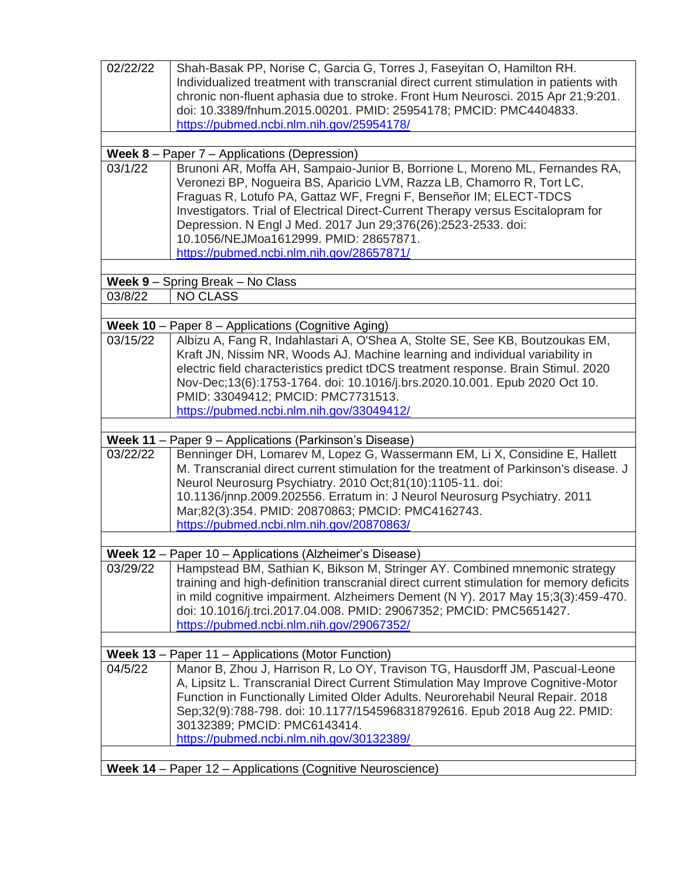| | |
|---|---|
| 02/22/22 | Shah-Basak PP, Norise C, Garcia G, Torres J, Faseyitan O, Hamilton RH. Individualized treatment with transcranial direct current stimulation in patients with chronic non-fluent aphasia due to stroke. Front Hum Neurosci. 2015 Apr 21;9:201. doi: 10.3389/fnhum.2015.00201. PMID: 25954178; PMCID: PMC4404833. https://pubmed.ncbi.nlm.nih.gov/25954178/ |
| | |
| **Week 8** – Paper 7 – Applications (Depression) | |
| 03/1/22 | Brunoni AR, Moffa AH, Sampaio-Junior B, Borrione L, Moreno ML, Fernandes RA, Veronezi BP, Nogueira BS, Aparicio LVM, Razza LB, Chamorro R, Tort LC, Fraguas R, Lotufo PA, Gattaz WF, Fregni F, Benseñor IM; ELECT-TDCS Investigators. Trial of Electrical Direct-Current Therapy versus Escitalopram for Depression. N Engl J Med. 2017 Jun 29;376(26):2523-2533. doi: 10.1056/NEJMoa1612999. PMID: 28657871. https://pubmed.ncbi.nlm.nih.gov/28657871/ |
| | |
| **Week 9** – Spring Break – No Class | |
| 03/8/22 | NO CLASS |
| | |
| **Week 10** – Paper 8 – Applications (Cognitive Aging) | |
| 03/15/22 | Albizu A, Fang R, Indahlastari A, O'Shea A, Stolte SE, See KB, Boutzoukas EM, Kraft JN, Nissim NR, Woods AJ. Machine learning and individual variability in electric field characteristics predict tDCS treatment response. Brain Stimul. 2020 Nov-Dec;13(6):1753-1764. doi: 10.1016/j.brs.2020.10.001. Epub 2020 Oct 10. PMID: 33049412; PMCID: PMC7731513. https://pubmed.ncbi.nlm.nih.gov/33049412/ |
| | |
| **Week 11** – Paper 9 – Applications (Parkinson's Disease) | |
| 03/22/22 | Benninger DH, Lomarev M, Lopez G, Wassermann EM, Li X, Considine E, Hallett M. Transcranial direct current stimulation for the treatment of Parkinson's disease. J Neurol Neurosurg Psychiatry. 2010 Oct;81(10):1105-11. doi: 10.1136/jnnp.2009.202556. Erratum in: J Neurol Neurosurg Psychiatry. 2011 Mar;82(3):354. PMID: 20870863; PMCID: PMC4162743. https://pubmed.ncbi.nlm.nih.gov/20870863/ |
| | |
| **Week 12** – Paper 10 – Applications (Alzheimer's Disease) | |
| 03/29/22 | Hampstead BM, Sathian K, Bikson M, Stringer AY. Combined mnemonic strategy training and high-definition transcranial direct current stimulation for memory deficits in mild cognitive impairment. Alzheimers Dement (N Y). 2017 May 15;3(3):459-470. doi: 10.1016/j.trci.2017.04.008. PMID: 29067352; PMCID: PMC5651427. https://pubmed.ncbi.nlm.nih.gov/29067352/ |
| | |
| **Week 13** – Paper 11 – Applications (Motor Function) | |
| 04/5/22 | Manor B, Zhou J, Harrison R, Lo OY, Travison TG, Hausdorff JM, Pascual-Leone A, Lipsitz L. Transcranial Direct Current Stimulation May Improve Cognitive-Motor Function in Functionally Limited Older Adults. Neurorehabil Neural Repair. 2018 Sep;32(9):788-798. doi: 10.1177/1545968318792616. Epub 2018 Aug 22. PMID: 30132389; PMCID: PMC6143414. https://pubmed.ncbi.nlm.nih.gov/30132389/ |
| | |
| **Week 14** – Paper 12 – Applications (Cognitive Neuroscience) | |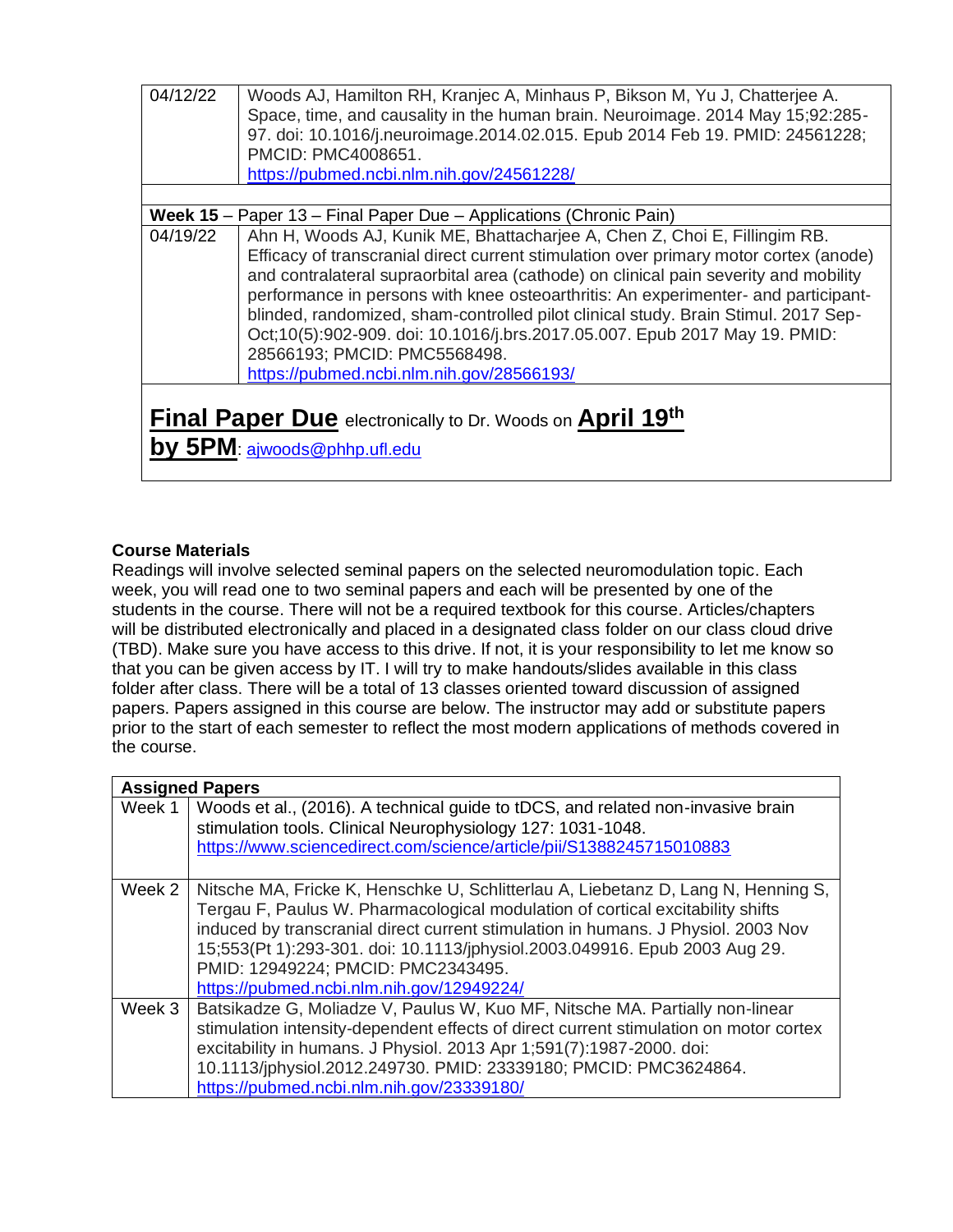| | |
|---|---|
| 04/12/22 | Woods AJ, Hamilton RH, Kranjec A, Minhaus P, Bikson M, Yu J, Chatterjee A. Space, time, and causality in the human brain. Neuroimage. 2014 May 15;92:285-97. doi: 10.1016/j.neuroimage.2014.02.015. Epub 2014 Feb 19. PMID: 24561228; PMCID: PMC4008651. https://pubmed.ncbi.nlm.nih.gov/24561228/ |
| | |
| **Week 15** – Paper 13 – Final Paper Due – Applications (Chronic Pain) | |
| 04/19/22 | Ahn H, Woods AJ, Kunik ME, Bhattacharjee A, Chen Z, Choi E, Fillingim RB. Efficacy of transcranial direct current stimulation over primary motor cortex (anode) and contralateral supraorbital area (cathode) on clinical pain severity and mobility performance in persons with knee osteoarthritis: An experimenter- and participant-blinded, randomized, sham-controlled pilot clinical study. Brain Stimul. 2017 Sep-Oct;10(5):902-909. doi: 10.1016/j.brs.2017.05.007. Epub 2017 May 19. PMID: 28566193; PMCID: PMC5568498. https://pubmed.ncbi.nlm.nih.gov/28566193/ |
| **Final Paper Due** electronically to Dr. Woods on **April 19th by 5PM**: ajwoods@phhp.ufl.edu | |

**Course Materials**

Readings will involve selected seminal papers on the selected neuromodulation topic. Each week, you will read one to two seminal papers and each will be presented by one of the students in the course. There will not be a required textbook for this course. Articles/chapters will be distributed electronically and placed in a designated class folder on our class cloud drive (TBD). Make sure you have access to this drive. If not, it is your responsibility to let me know so that you can be given access by IT. I will try to make handouts/slides available in this class folder after class. There will be a total of 13 classes oriented toward discussion of assigned papers. Papers assigned in this course are below. The instructor may add or substitute papers prior to the start of each semester to reflect the most modern applications of methods covered in the course.

| **Assigned Papers** | |
|---|---|
| Week 1 | Woods et al., (2016). A technical guide to tDCS, and related non-invasive brain stimulation tools. Clinical Neurophysiology 127: 1031-1048. https://www.sciencedirect.com/science/article/pii/S1388245715010883 |
| Week 2 | Nitsche MA, Fricke K, Henschke U, Schlitterlau A, Liebetanz D, Lang N, Henning S, Tergau F, Paulus W. Pharmacological modulation of cortical excitability shifts induced by transcranial direct current stimulation in humans. J Physiol. 2003 Nov 15;553(Pt 1):293-301. doi: 10.1113/jphysiol.2003.049916. Epub 2003 Aug 29. PMID: 12949224; PMCID: PMC2343495. https://pubmed.ncbi.nlm.nih.gov/12949224/ |
| Week 3 | Batsikadze G, Moliadze V, Paulus W, Kuo MF, Nitsche MA. Partially non-linear stimulation intensity-dependent effects of direct current stimulation on motor cortex excitability in humans. J Physiol. 2013 Apr 1;591(7):1987-2000. doi: 10.1113/jphysiol.2012.249730. PMID: 23339180; PMCID: PMC3624864. https://pubmed.ncbi.nlm.nih.gov/23339180/ |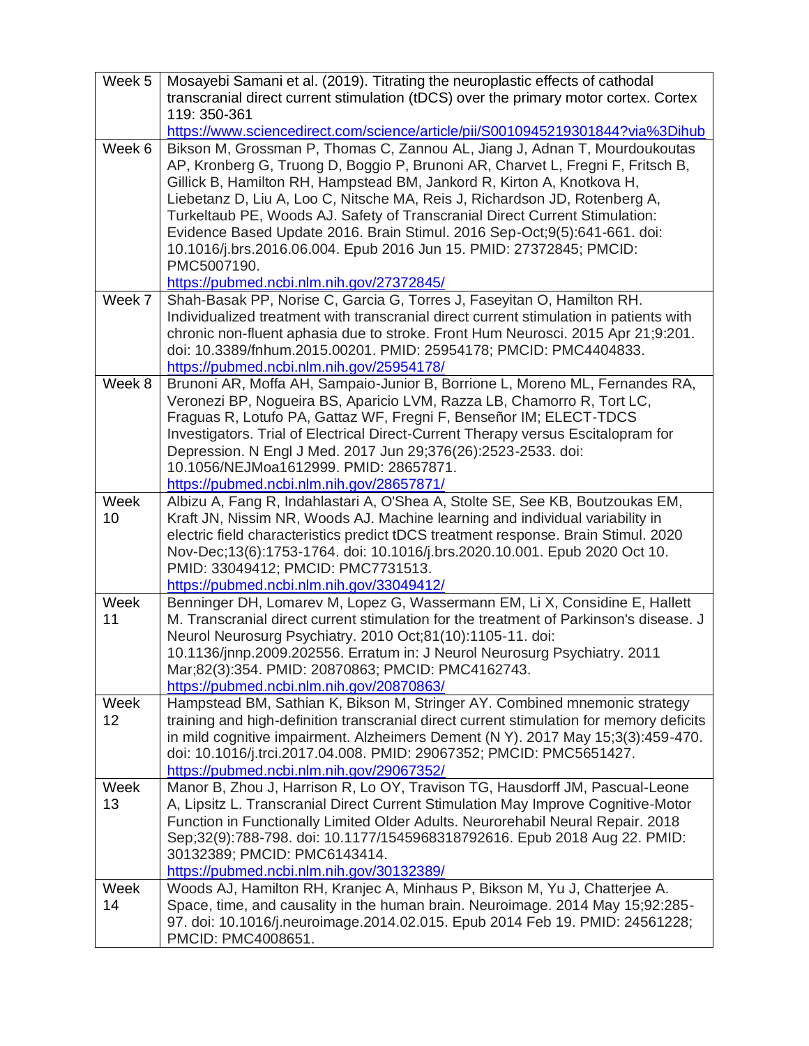| Week 5 | Mosayebi Samani et al. (2019). Titrating the neuroplastic effects of cathodal transcranial direct current stimulation (tDCS) over the primary motor cortex. Cortex 119: 350-361 https://www.sciencedirect.com/science/article/pii/S0010945219301844?via%3Dihub |
|---|---|
| Week 6 | Bikson M, Grossman P, Thomas C, Zannou AL, Jiang J, Adnan T, Mourdoukoutas AP, Kronberg G, Truong D, Boggio P, Brunoni AR, Charvet L, Fregni F, Fritsch B, Gillick B, Hamilton RH, Hampstead BM, Jankord R, Kirton A, Knotkova H, Liebetanz D, Liu A, Loo C, Nitsche MA, Reis J, Richardson JD, Rotenberg A, Turkeltaub PE, Woods AJ. Safety of Transcranial Direct Current Stimulation: Evidence Based Update 2016. Brain Stimul. 2016 Sep-Oct;9(5):641-661. doi: 10.1016/j.brs.2016.06.004. Epub 2016 Jun 15. PMID: 27372845; PMCID: PMC5007190. https://pubmed.ncbi.nlm.nih.gov/27372845/ |
| Week 7 | Shah-Basak PP, Norise C, Garcia G, Torres J, Faseyitan O, Hamilton RH. Individualized treatment with transcranial direct current stimulation in patients with chronic non-fluent aphasia due to stroke. Front Hum Neurosci. 2015 Apr 21;9:201. doi: 10.3389/fnhum.2015.00201. PMID: 25954178; PMCID: PMC4404833. https://pubmed.ncbi.nlm.nih.gov/25954178/ |
| Week 8 | Brunoni AR, Moffa AH, Sampaio-Junior B, Borrione L, Moreno ML, Fernandes RA, Veronezi BP, Nogueira BS, Aparicio LVM, Razza LB, Chamorro R, Tort LC, Fraguas R, Lotufo PA, Gattaz WF, Fregni F, Benseñor IM; ELECT-TDCS Investigators. Trial of Electrical Direct-Current Therapy versus Escitalopram for Depression. N Engl J Med. 2017 Jun 29;376(26):2523-2533. doi: 10.1056/NEJMoa1612999. PMID: 28657871. https://pubmed.ncbi.nlm.nih.gov/28657871/ |
| Week 10 | Albizu A, Fang R, Indahlastari A, O'Shea A, Stolte SE, See KB, Boutzoukas EM, Kraft JN, Nissim NR, Woods AJ. Machine learning and individual variability in electric field characteristics predict tDCS treatment response. Brain Stimul. 2020 Nov-Dec;13(6):1753-1764. doi: 10.1016/j.brs.2020.10.001. Epub 2020 Oct 10. PMID: 33049412; PMCID: PMC7731513. https://pubmed.ncbi.nlm.nih.gov/33049412/ |
| Week 11 | Benninger DH, Lomarev M, Lopez G, Wassermann EM, Li X, Considine E, Hallett M. Transcranial direct current stimulation for the treatment of Parkinson's disease. J Neurol Neurosurg Psychiatry. 2010 Oct;81(10):1105-11. doi: 10.1136/jnnp.2009.202556. Erratum in: J Neurol Neurosurg Psychiatry. 2011 Mar;82(3):354. PMID: 20870863; PMCID: PMC4162743. https://pubmed.ncbi.nlm.nih.gov/20870863/ |
| Week 12 | Hampstead BM, Sathian K, Bikson M, Stringer AY. Combined mnemonic strategy training and high-definition transcranial direct current stimulation for memory deficits in mild cognitive impairment. Alzheimers Dement (N Y). 2017 May 15;3(3):459-470. doi: 10.1016/j.trci.2017.04.008. PMID: 29067352; PMCID: PMC5651427. https://pubmed.ncbi.nlm.nih.gov/29067352/ |
| Week 13 | Manor B, Zhou J, Harrison R, Lo OY, Travison TG, Hausdorff JM, Pascual-Leone A, Lipsitz L. Transcranial Direct Current Stimulation May Improve Cognitive-Motor Function in Functionally Limited Older Adults. Neurorehabil Neural Repair. 2018 Sep;32(9):788-798. doi: 10.1177/1545968318792616. Epub 2018 Aug 22. PMID: 30132389; PMCID: PMC6143414. https://pubmed.ncbi.nlm.nih.gov/30132389/ |
| Week 14 | Woods AJ, Hamilton RH, Kranjec A, Minhaus P, Bikson M, Yu J, Chatterjee A. Space, time, and causality in the human brain. Neuroimage. 2014 May 15;92:285-97. doi: 10.1016/j.neuroimage.2014.02.015. Epub 2014 Feb 19. PMID: 24561228; PMCID: PMC4008651. |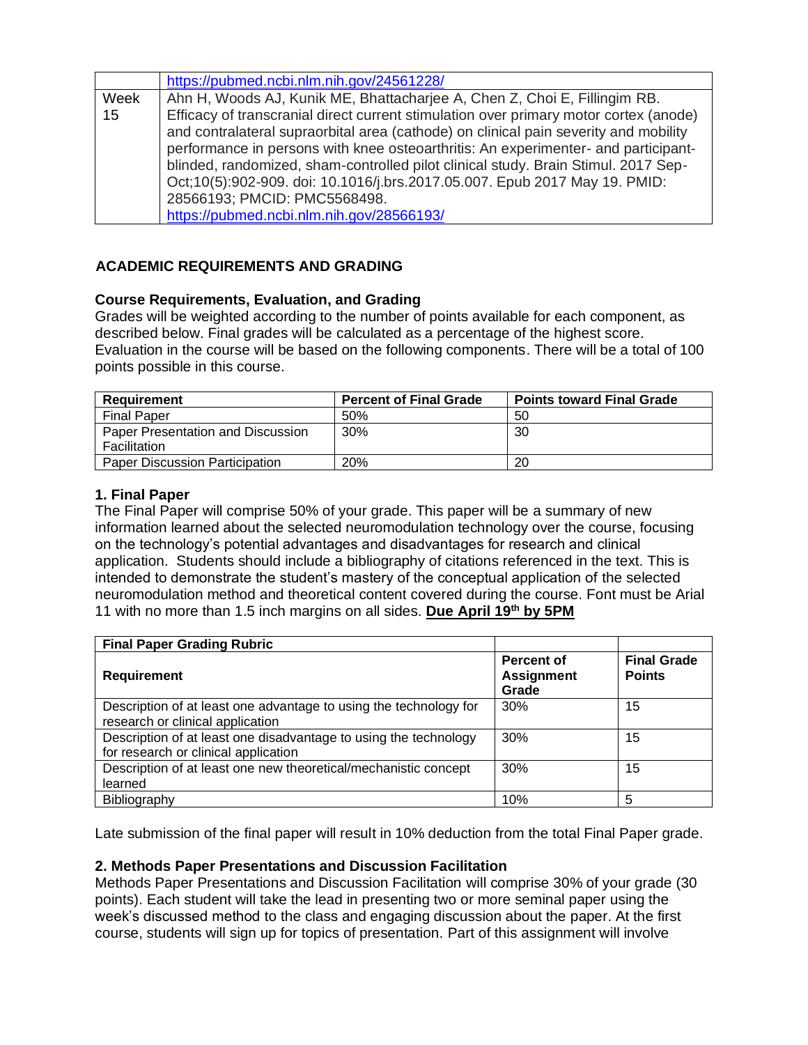| | |
|---|---|
| | https://pubmed.ncbi.nlm.nih.gov/24561228/ |
| Week 15 | Ahn H, Woods AJ, Kunik ME, Bhattacharjee A, Chen Z, Choi E, Fillingim RB. Efficacy of transcranial direct current stimulation over primary motor cortex (anode) and contralateral supraorbital area (cathode) on clinical pain severity and mobility performance in persons with knee osteoarthritis: An experimenter- and participant-blinded, randomized, sham-controlled pilot clinical study. Brain Stimul. 2017 Sep-Oct;10(5):902-909. doi: 10.1016/j.brs.2017.05.007. Epub 2017 May 19. PMID: 28566193; PMCID: PMC5568498. https://pubmed.ncbi.nlm.nih.gov/28566193/ |

## ACADEMIC REQUIREMENTS AND GRADING

### Course Requirements, Evaluation, and Grading

Grades will be weighted according to the number of points available for each component, as described below. Final grades will be calculated as a percentage of the highest score. Evaluation in the course will be based on the following components. There will be a total of 100 points possible in this course.

| Requirement | Percent of Final Grade | Points toward Final Grade |
|---|---|---|
| Final Paper | 50% | 50 |
| Paper Presentation and Discussion Facilitation | 30% | 30 |
| Paper Discussion Participation | 20% | 20 |

### 1. Final Paper

The Final Paper will comprise 50% of your grade. This paper will be a summary of new information learned about the selected neuromodulation technology over the course, focusing on the technology's potential advantages and disadvantages for research and clinical application. Students should include a bibliography of citations referenced in the text. This is intended to demonstrate the student's mastery of the conceptual application of the selected neuromodulation method and theoretical content covered during the course. Font must be Arial 11 with no more than 1.5 inch margins on all sides. **Due April 19th by 5PM**

| Final Paper Grading Rubric | | |
|---|---|---|
| **Requirement** | **Percent of Assignment Grade** | **Final Grade Points** |
| Description of at least one advantage to using the technology for research or clinical application | 30% | 15 |
| Description of at least one disadvantage to using the technology for research or clinical application | 30% | 15 |
| Description of at least one new theoretical/mechanistic concept learned | 30% | 15 |
| Bibliography | 10% | 5 |

Late submission of the final paper will result in 10% deduction from the total Final Paper grade.

### 2. Methods Paper Presentations and Discussion Facilitation

Methods Paper Presentations and Discussion Facilitation will comprise 30% of your grade (30 points). Each student will take the lead in presenting two or more seminal paper using the week's discussed method to the class and engaging discussion about the paper. At the first course, students will sign up for topics of presentation. Part of this assignment will involve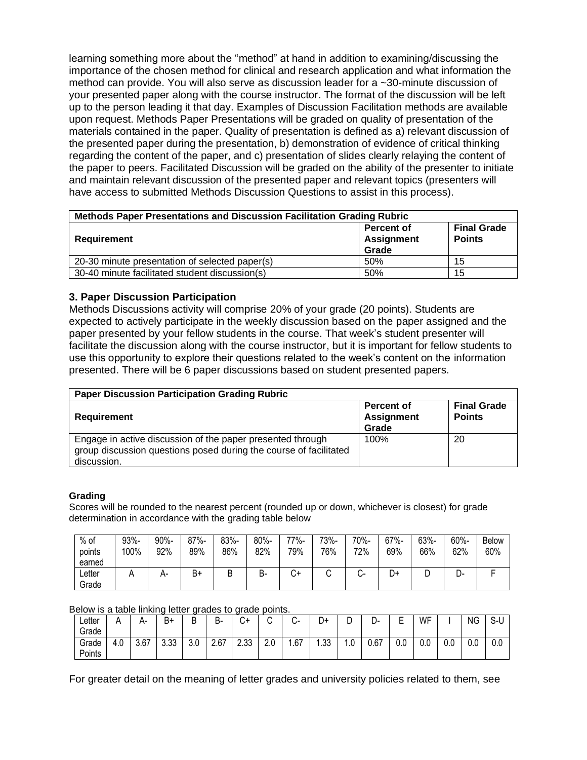learning something more about the "method" at hand in addition to examining/discussing the importance of the chosen method for clinical and research application and what information the method can provide. You will also serve as discussion leader for a ~30-minute discussion of your presented paper along with the course instructor. The format of the discussion will be left up to the person leading it that day. Examples of Discussion Facilitation methods are available upon request. Methods Paper Presentations will be graded on quality of presentation of the materials contained in the paper. Quality of presentation is defined as a) relevant discussion of the presented paper during the presentation, b) demonstration of evidence of critical thinking regarding the content of the paper, and c) presentation of slides clearly relaying the content of the paper to peers. Facilitated Discussion will be graded on the ability of the presenter to initiate and maintain relevant discussion of the presented paper and relevant topics (presenters will have access to submitted Methods Discussion Questions to assist in this process).

| **Methods Paper Presentations and Discussion Facilitation Grading Rubric** | | |
|---|---|---|
| **Requirement** | **Percent of Assignment Grade** | **Final Grade Points** |
| 20-30 minute presentation of selected paper(s) | 50% | 15 |
| 30-40 minute facilitated student discussion(s) | 50% | 15 |

### 3. Paper Discussion Participation

Methods Discussions activity will comprise 20% of your grade (20 points). Students are expected to actively participate in the weekly discussion based on the paper assigned and the paper presented by your fellow students in the course. That week's student presenter will facilitate the discussion along with the course instructor, but it is important for fellow students to use this opportunity to explore their questions related to the week's content on the information presented. There will be 6 paper discussions based on student presented papers.

| **Paper Discussion Participation Grading Rubric** | | |
|---|---|---|
| **Requirement** | **Percent of Assignment Grade** | **Final Grade Points** |
| Engage in active discussion of the paper presented through group discussion questions posed during the course of facilitated discussion. | 100% | 20 |

#### Grading

Scores will be rounded to the nearest percent (rounded up or down, whichever is closest) for grade determination in accordance with the grading table below

| % of points earned | 93%-100% | 90%-92% | 87%-89% | 83%-86% | 80%-82% | 77%-79% | 73%-76% | 70%-72% | 67%-69% | 63%-66% | 60%-62% | Below 60% |
|---|---|---|---|---|---|---|---|---|---|---|---|---|
| Letter Grade | A | A- | B+ | B | B- | C+ | C | C- | D+ | D | D- | F |

Below is a table linking letter grades to grade points.

| Letter Grade | A | A- | B+ | B | B- | C+ | C | C- | D+ | D | D- | E | WF | I | NG | S-U |
|---|---|---|---|---|---|---|---|---|---|---|---|---|---|---|---|---|
| Grade Points | 4.0 | 3.67 | 3.33 | 3.0 | 2.67 | 2.33 | 2.0 | 1.67 | 1.33 | 1.0 | 0.67 | 0.0 | 0.0 | 0.0 | 0.0 | 0.0 |

For greater detail on the meaning of letter grades and university policies related to them, see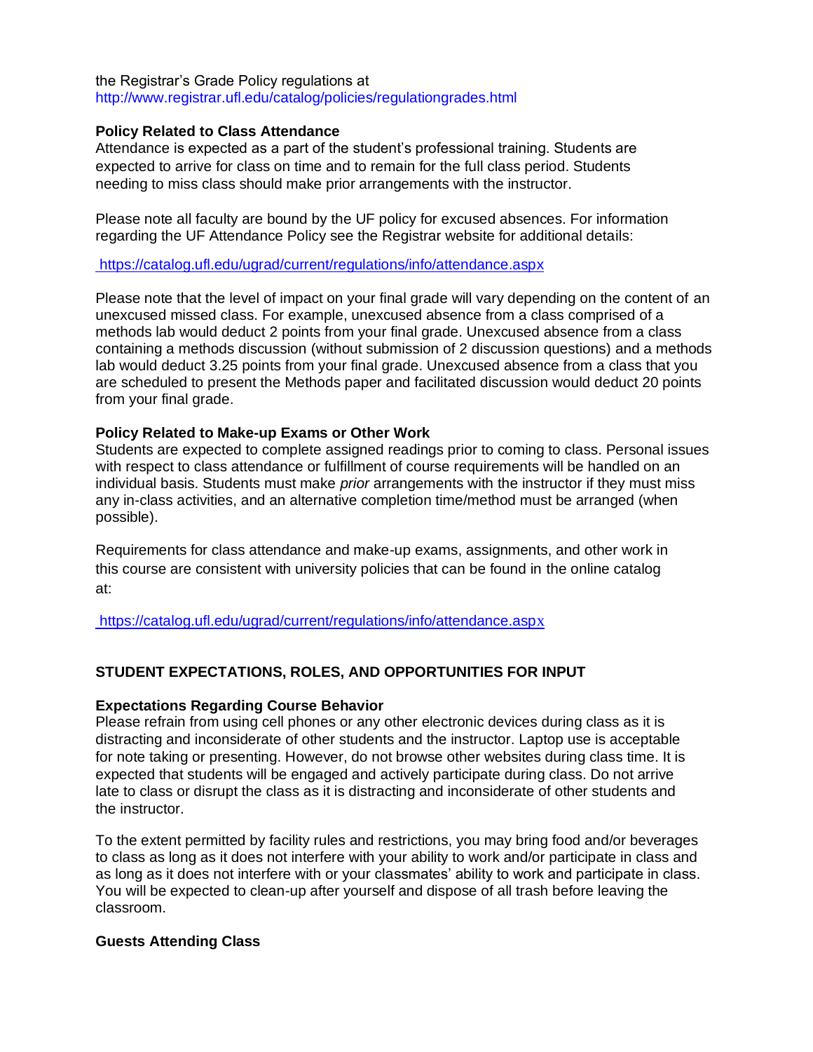the Registrar's Grade Policy regulations at http://www.registrar.ufl.edu/catalog/policies/regulationgrades.html

### Policy Related to Class Attendance

Attendance is expected as a part of the student's professional training. Students are expected to arrive for class on time and to remain for the full class period. Students needing to miss class should make prior arrangements with the instructor.

Please note all faculty are bound by the UF policy for excused absences. For information regarding the UF Attendance Policy see the Registrar website for additional details:

https://catalog.ufl.edu/ugrad/current/regulations/info/attendance.aspx

Please note that the level of impact on your final grade will vary depending on the content of an unexcused missed class. For example, unexcused absence from a class comprised of a methods lab would deduct 2 points from your final grade. Unexcused absence from a class containing a methods discussion (without submission of 2 discussion questions) and a methods lab would deduct 3.25 points from your final grade. Unexcused absence from a class that you are scheduled to present the Methods paper and facilitated discussion would deduct 20 points from your final grade.

### Policy Related to Make-up Exams or Other Work

Students are expected to complete assigned readings prior to coming to class. Personal issues with respect to class attendance or fulfillment of course requirements will be handled on an individual basis. Students must make *prior* arrangements with the instructor if they must miss any in-class activities, and an alternative completion time/method must be arranged (when possible).

Requirements for class attendance and make-up exams, assignments, and other work in this course are consistent with university policies that can be found in the online catalog at:

https://catalog.ufl.edu/ugrad/current/regulations/info/attendance.aspx

## STUDENT EXPECTATIONS, ROLES, AND OPPORTUNITIES FOR INPUT

### Expectations Regarding Course Behavior

Please refrain from using cell phones or any other electronic devices during class as it is distracting and inconsiderate of other students and the instructor. Laptop use is acceptable for note taking or presenting. However, do not browse other websites during class time. It is expected that students will be engaged and actively participate during class. Do not arrive late to class or disrupt the class as it is distracting and inconsiderate of other students and the instructor.

To the extent permitted by facility rules and restrictions, you may bring food and/or beverages to class as long as it does not interfere with your ability to work and/or participate in class and as long as it does not interfere with or your classmates' ability to work and participate in class. You will be expected to clean-up after yourself and dispose of all trash before leaving the classroom.

### Guests Attending Class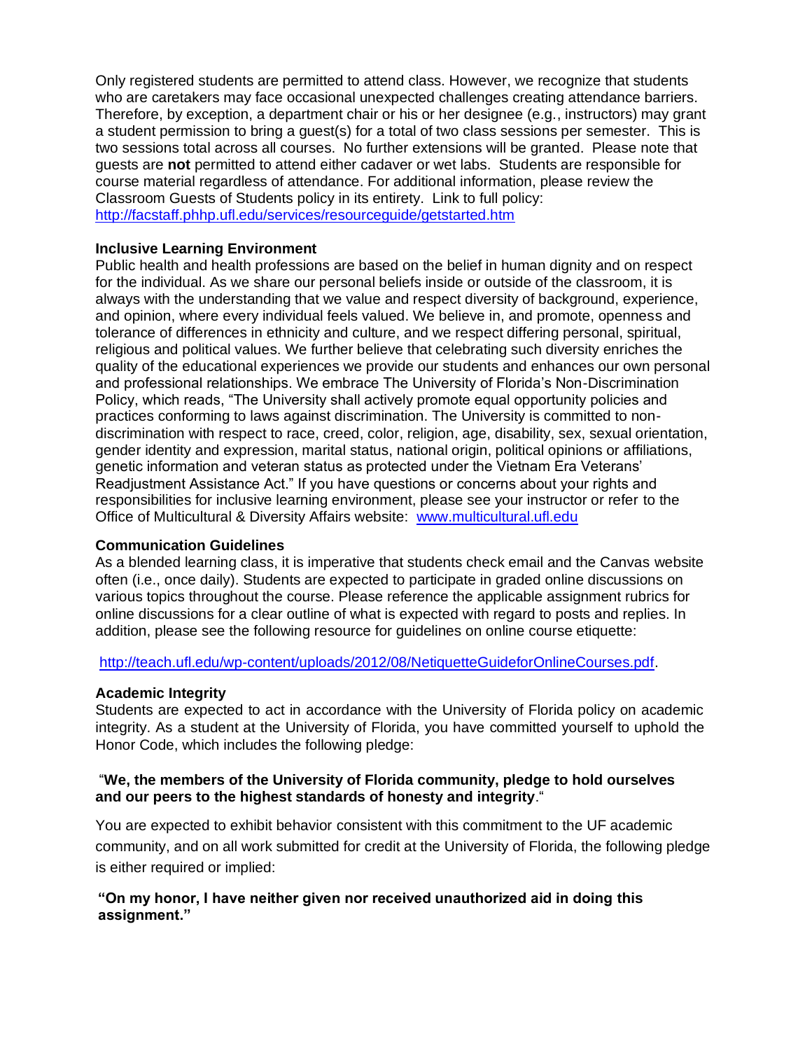Only registered students are permitted to attend class. However, we recognize that students who are caretakers may face occasional unexpected challenges creating attendance barriers. Therefore, by exception, a department chair or his or her designee (e.g., instructors) may grant a student permission to bring a guest(s) for a total of two class sessions per semester. This is two sessions total across all courses. No further extensions will be granted. Please note that guests are **not** permitted to attend either cadaver or wet labs. Students are responsible for course material regardless of attendance. For additional information, please review the Classroom Guests of Students policy in its entirety. Link to full policy: http://facstaff.phhp.ufl.edu/services/resourceguide/getstarted.htm

### Inclusive Learning Environment

Public health and health professions are based on the belief in human dignity and on respect for the individual. As we share our personal beliefs inside or outside of the classroom, it is always with the understanding that we value and respect diversity of background, experience, and opinion, where every individual feels valued. We believe in, and promote, openness and tolerance of differences in ethnicity and culture, and we respect differing personal, spiritual, religious and political values. We further believe that celebrating such diversity enriches the quality of the educational experiences we provide our students and enhances our own personal and professional relationships. We embrace The University of Florida's Non-Discrimination Policy, which reads, "The University shall actively promote equal opportunity policies and practices conforming to laws against discrimination. The University is committed to non-discrimination with respect to race, creed, color, religion, age, disability, sex, sexual orientation, gender identity and expression, marital status, national origin, political opinions or affiliations, genetic information and veteran status as protected under the Vietnam Era Veterans' Readjustment Assistance Act." If you have questions or concerns about your rights and responsibilities for inclusive learning environment, please see your instructor or refer to the Office of Multicultural & Diversity Affairs website: www.multicultural.ufl.edu

### Communication Guidelines

As a blended learning class, it is imperative that students check email and the Canvas website often (i.e., once daily). Students are expected to participate in graded online discussions on various topics throughout the course. Please reference the applicable assignment rubrics for online discussions for a clear outline of what is expected with regard to posts and replies. In addition, please see the following resource for guidelines on online course etiquette:

http://teach.ufl.edu/wp-content/uploads/2012/08/NetiquetteGuideforOnlineCourses.pdf.

### Academic Integrity

Students are expected to act in accordance with the University of Florida policy on academic integrity. As a student at the University of Florida, you have committed yourself to uphold the Honor Code, which includes the following pledge:

"**We, the members of the University of Florida community, pledge to hold ourselves and our peers to the highest standards of honesty and integrity**."

You are expected to exhibit behavior consistent with this commitment to the UF academic community, and on all work submitted for credit at the University of Florida, the following pledge is either required or implied:

**"On my honor, I have neither given nor received unauthorized aid in doing this assignment."**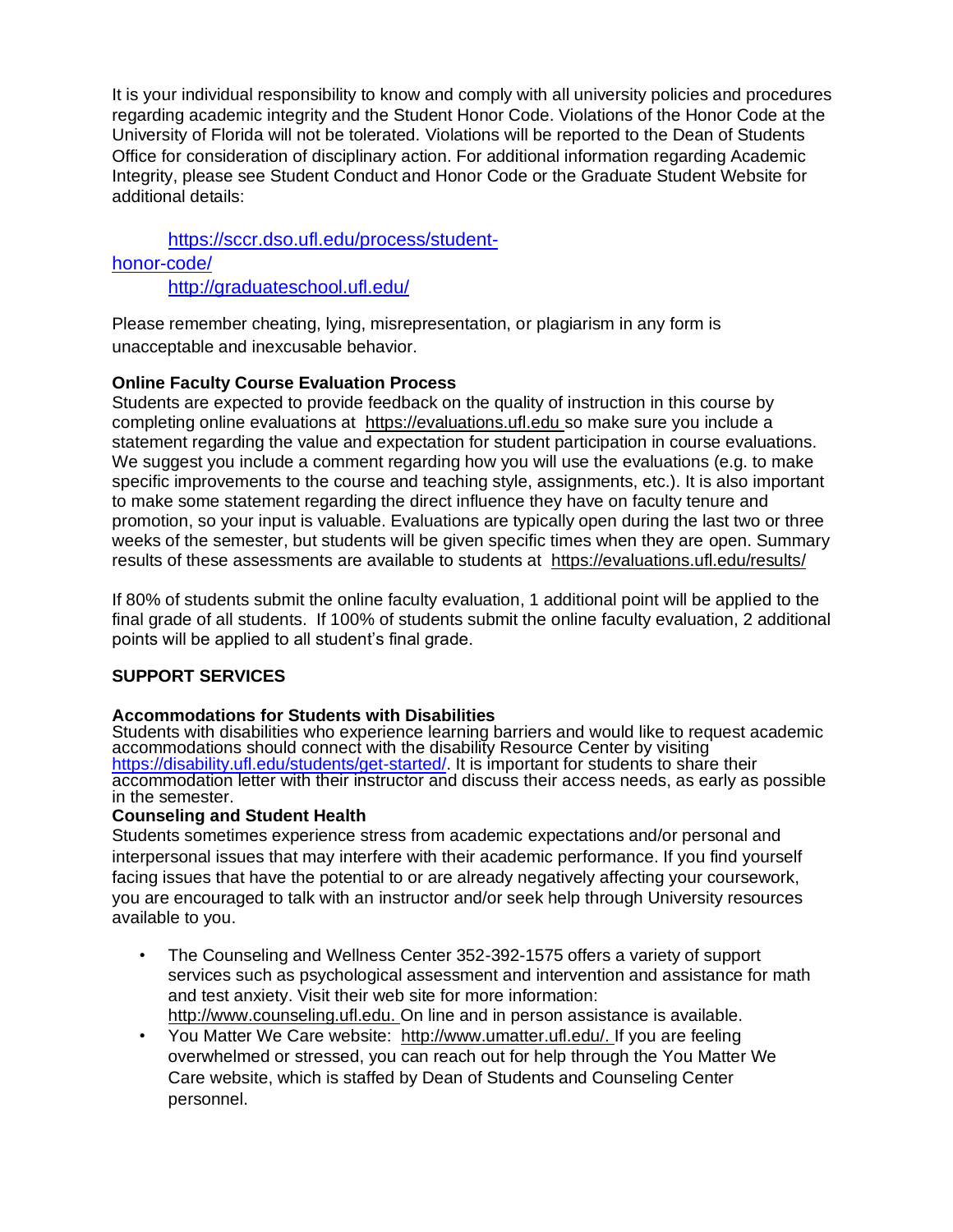It is your individual responsibility to know and comply with all university policies and procedures regarding academic integrity and the Student Honor Code. Violations of the Honor Code at the University of Florida will not be tolerated. Violations will be reported to the Dean of Students Office for consideration of disciplinary action. For additional information regarding Academic Integrity, please see Student Conduct and Honor Code or the Graduate Student Website for additional details:

https://sccr.dso.ufl.edu/process/student-honor-code/
http://graduateschool.ufl.edu/

Please remember cheating, lying, misrepresentation, or plagiarism in any form is unacceptable and inexcusable behavior.

**Online Faculty Course Evaluation Process**
Students are expected to provide feedback on the quality of instruction in this course by completing online evaluations at https://evaluations.ufl.edu so make sure you include a statement regarding the value and expectation for student participation in course evaluations. We suggest you include a comment regarding how you will use the evaluations (e.g. to make specific improvements to the course and teaching style, assignments, etc.). It is also important to make some statement regarding the direct influence they have on faculty tenure and promotion, so your input is valuable. Evaluations are typically open during the last two or three weeks of the semester, but students will be given specific times when they are open. Summary results of these assessments are available to students at https://evaluations.ufl.edu/results/

If 80% of students submit the online faculty evaluation, 1 additional point will be applied to the final grade of all students. If 100% of students submit the online faculty evaluation, 2 additional points will be applied to all student's final grade.

**SUPPORT SERVICES**

**Accommodations for Students with Disabilities**
Students with disabilities who experience learning barriers and would like to request academic accommodations should connect with the disability Resource Center by visiting https://disability.ufl.edu/students/get-started/. It is important for students to share their accommodation letter with their instructor and discuss their access needs, as early as possible in the semester.

**Counseling and Student Health**
Students sometimes experience stress from academic expectations and/or personal and interpersonal issues that may interfere with their academic performance. If you find yourself facing issues that have the potential to or are already negatively affecting your coursework, you are encouraged to talk with an instructor and/or seek help through University resources available to you.

- The Counseling and Wellness Center 352-392-1575 offers a variety of support services such as psychological assessment and intervention and assistance for math and test anxiety. Visit their web site for more information: http://www.counseling.ufl.edu. On line and in person assistance is available.
- You Matter We Care website: http://www.umatter.ufl.edu/. If you are feeling overwhelmed or stressed, you can reach out for help through the You Matter We Care website, which is staffed by Dean of Students and Counseling Center personnel.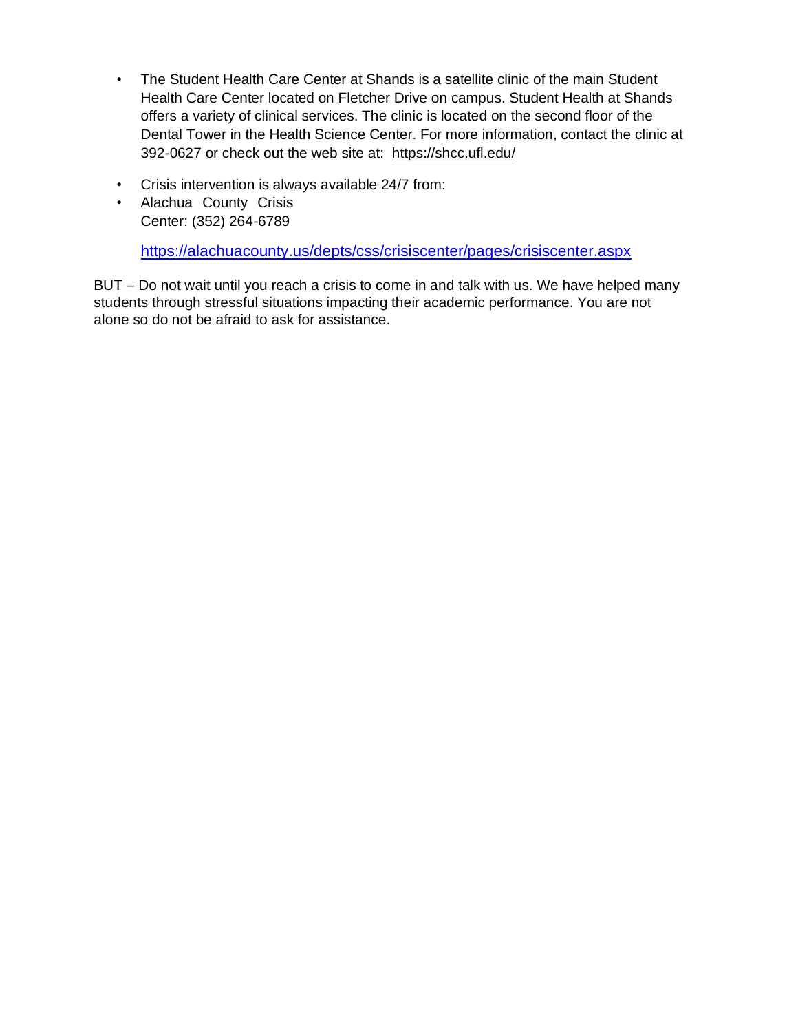- The Student Health Care Center at Shands is a satellite clinic of the main Student Health Care Center located on Fletcher Drive on campus. Student Health at Shands offers a variety of clinical services. The clinic is located on the second floor of the Dental Tower in the Health Science Center. For more information, contact the clinic at 392-0627 or check out the web site at: https://shcc.ufl.edu/

- Crisis intervention is always available 24/7 from:
- Alachua County Crisis Center: (352) 264-6789

  https://alachuacounty.us/depts/css/crisiscenter/pages/crisiscenter.aspx

BUT – Do not wait until you reach a crisis to come in and talk with us. We have helped many students through stressful situations impacting their academic performance. You are not alone so do not be afraid to ask for assistance.